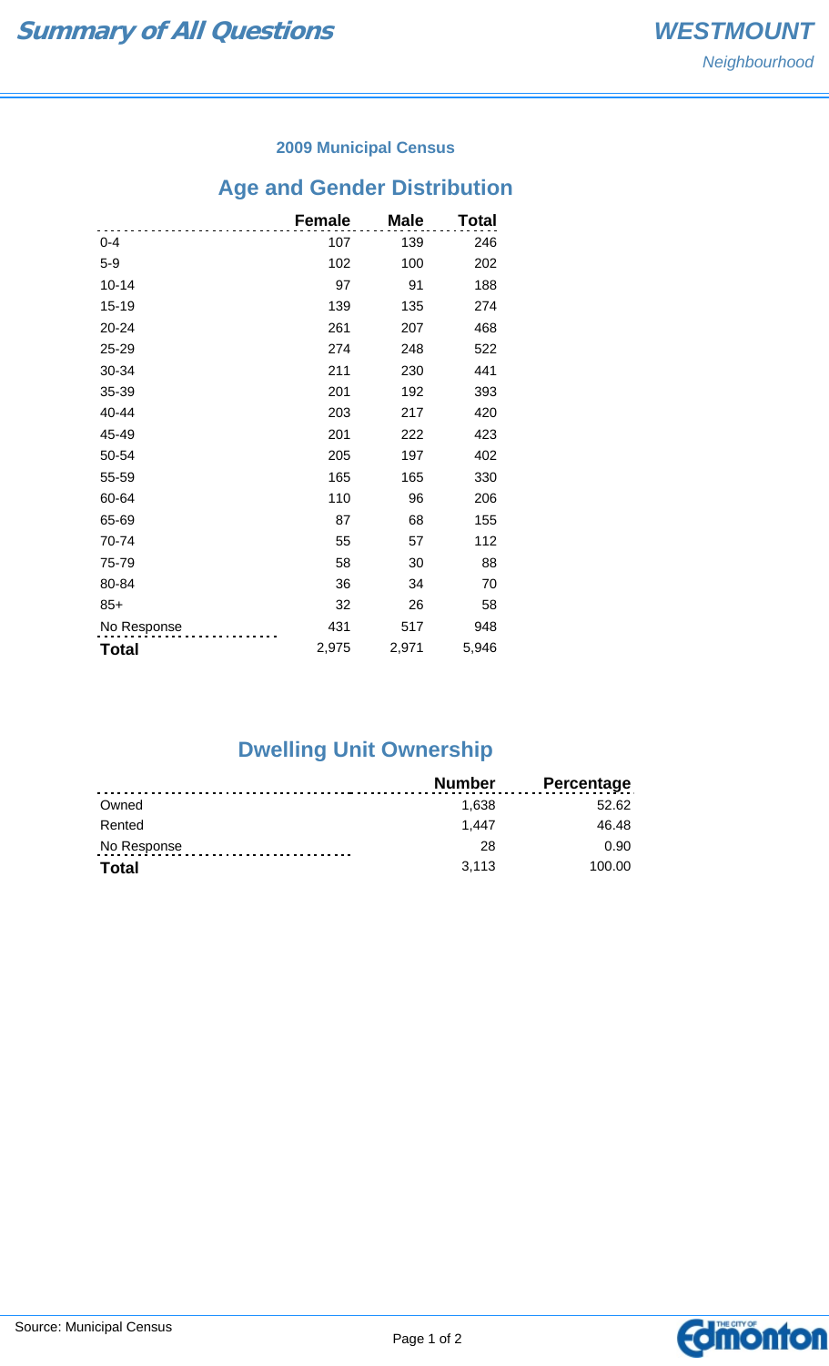# Summary of All Questions

**WESTMOUNT**
*Neighbourhood*

### 2009 Municipal Census

## Age and Gender Distribution

| | Female | Male | Total |
|---|---|---|---|
| 0-4 | 107 | 139 | 246 |
| 5-9 | 102 | 100 | 202 |
| 10-14 | 97 | 91 | 188 |
| 15-19 | 139 | 135 | 274 |
| 20-24 | 261 | 207 | 468 |
| 25-29 | 274 | 248 | 522 |
| 30-34 | 211 | 230 | 441 |
| 35-39 | 201 | 192 | 393 |
| 40-44 | 203 | 217 | 420 |
| 45-49 | 201 | 222 | 423 |
| 50-54 | 205 | 197 | 402 |
| 55-59 | 165 | 165 | 330 |
| 60-64 | 110 | 96 | 206 |
| 65-69 | 87 | 68 | 155 |
| 70-74 | 55 | 57 | 112 |
| 75-79 | 58 | 30 | 88 |
| 80-84 | 36 | 34 | 70 |
| 85+ | 32 | 26 | 58 |
| No Response | 431 | 517 | 948 |
| **Total** | 2,975 | 2,971 | 5,946 |

## Dwelling Unit Ownership

| | Number | Percentage |
|---|---|---|
| Owned | 1,638 | 52.62 |
| Rented | 1,447 | 46.48 |
| No Response | 28 | 0.90 |
| **Total** | 3,113 | 100.00 |

Source: Municipal Census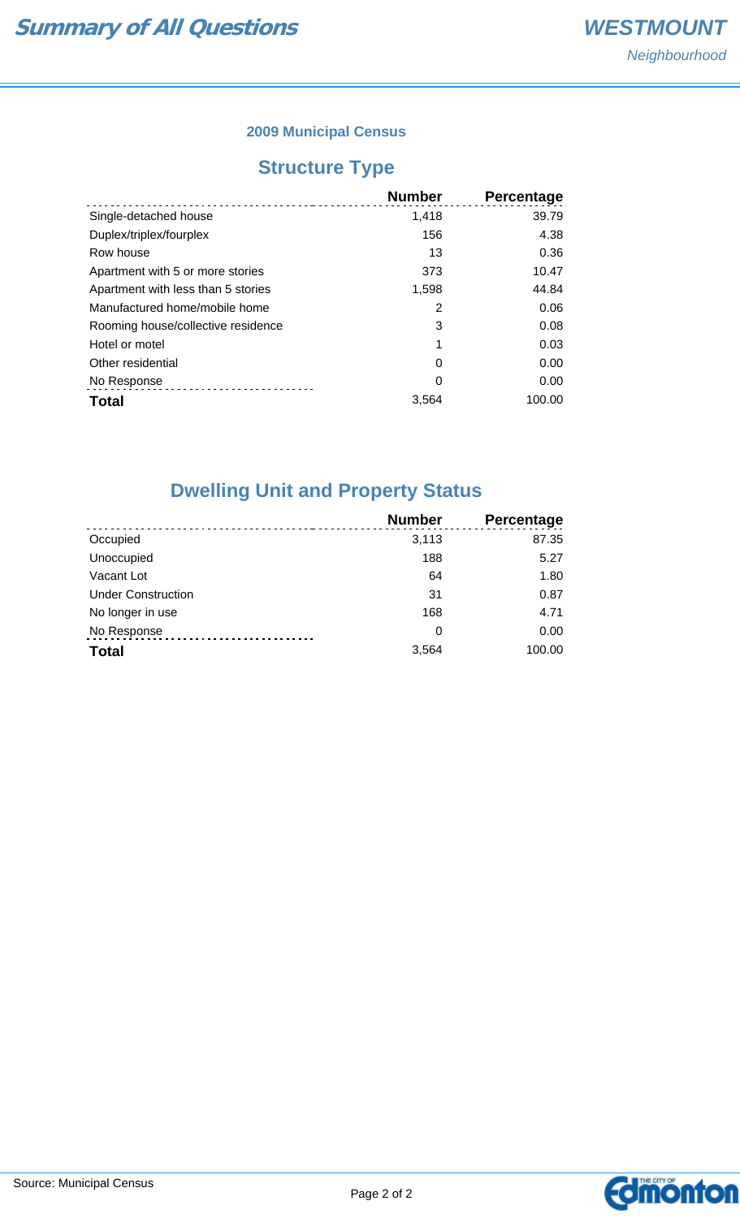# Summary of All Questions

**WESTMOUNT**
*Neighbourhood*

### 2009 Municipal Census

## Structure Type

| | Number | Percentage |
|---|---|---|
| Single-detached house | 1,418 | 39.79 |
| Duplex/triplex/fourplex | 156 | 4.38 |
| Row house | 13 | 0.36 |
| Apartment with 5 or more stories | 373 | 10.47 |
| Apartment with less than 5 stories | 1,598 | 44.84 |
| Manufactured home/mobile home | 2 | 0.06 |
| Rooming house/collective residence | 3 | 0.08 |
| Hotel or motel | 1 | 0.03 |
| Other residential | 0 | 0.00 |
| No Response | 0 | 0.00 |
| **Total** | 3,564 | 100.00 |

## Dwelling Unit and Property Status

| | Number | Percentage |
|---|---|---|
| Occupied | 3,113 | 87.35 |
| Unoccupied | 188 | 5.27 |
| Vacant Lot | 64 | 1.80 |
| Under Construction | 31 | 0.87 |
| No longer in use | 168 | 4.71 |
| No Response | 0 | 0.00 |
| **Total** | 3,564 | 100.00 |

Source: Municipal Census